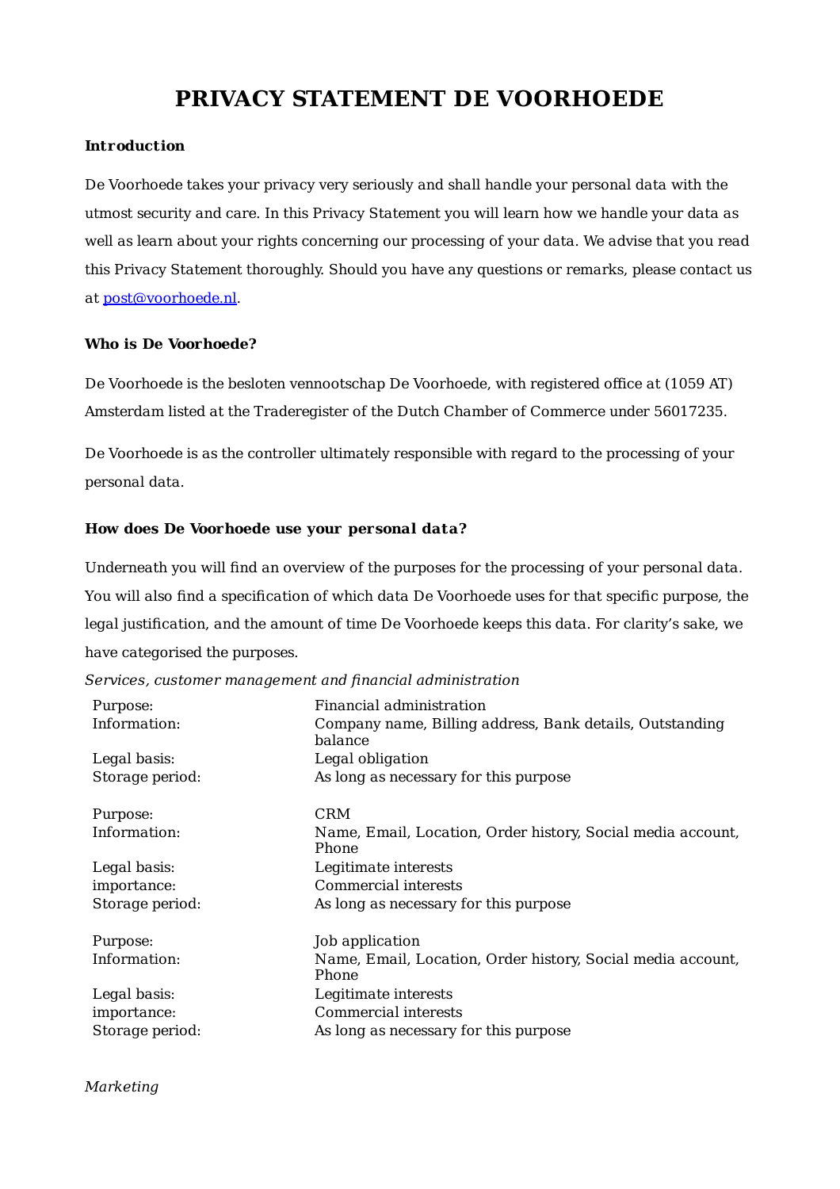# PRIVACY STATEMENT DE VOORHOEDE

**Introduction**

De Voorhoede takes your privacy very seriously and shall handle your personal data with the utmost security and care. In this Privacy Statement you will learn how we handle your data as well as learn about your rights concerning our processing of your data. We advise that you read this Privacy Statement thoroughly. Should you have any questions or remarks, please contact us at post@voorhoede.nl.

**Who is De Voorhoede?**

De Voorhoede is the besloten vennootschap De Voorhoede, with registered office at (1059 AT) Amsterdam listed at the Traderegister of the Dutch Chamber of Commerce under 56017235.

De Voorhoede is as the controller ultimately responsible with regard to the processing of your personal data.

**How does De Voorhoede use your personal data?**

Underneath you will find an overview of the purposes for the processing of your personal data. You will also find a specification of which data De Voorhoede uses for that specific purpose, the legal justification, and the amount of time De Voorhoede keeps this data. For clarity's sake, we have categorised the purposes.

*Services, customer management and financial administration*

| | |
|---|---|
| Purpose: | Financial administration |
| Information: | Company name, Billing address, Bank details, Outstanding balance |
| Legal basis: | Legal obligation |
| Storage period: | As long as necessary for this purpose |

| | |
|---|---|
| Purpose: | CRM |
| Information: | Name, Email, Location, Order history, Social media account, Phone |
| Legal basis: | Legitimate interests |
| importance: | Commercial interests |
| Storage period: | As long as necessary for this purpose |

| | |
|---|---|
| Purpose: | Job application |
| Information: | Name, Email, Location, Order history, Social media account, Phone |
| Legal basis: | Legitimate interests |
| importance: | Commercial interests |
| Storage period: | As long as necessary for this purpose |

*Marketing*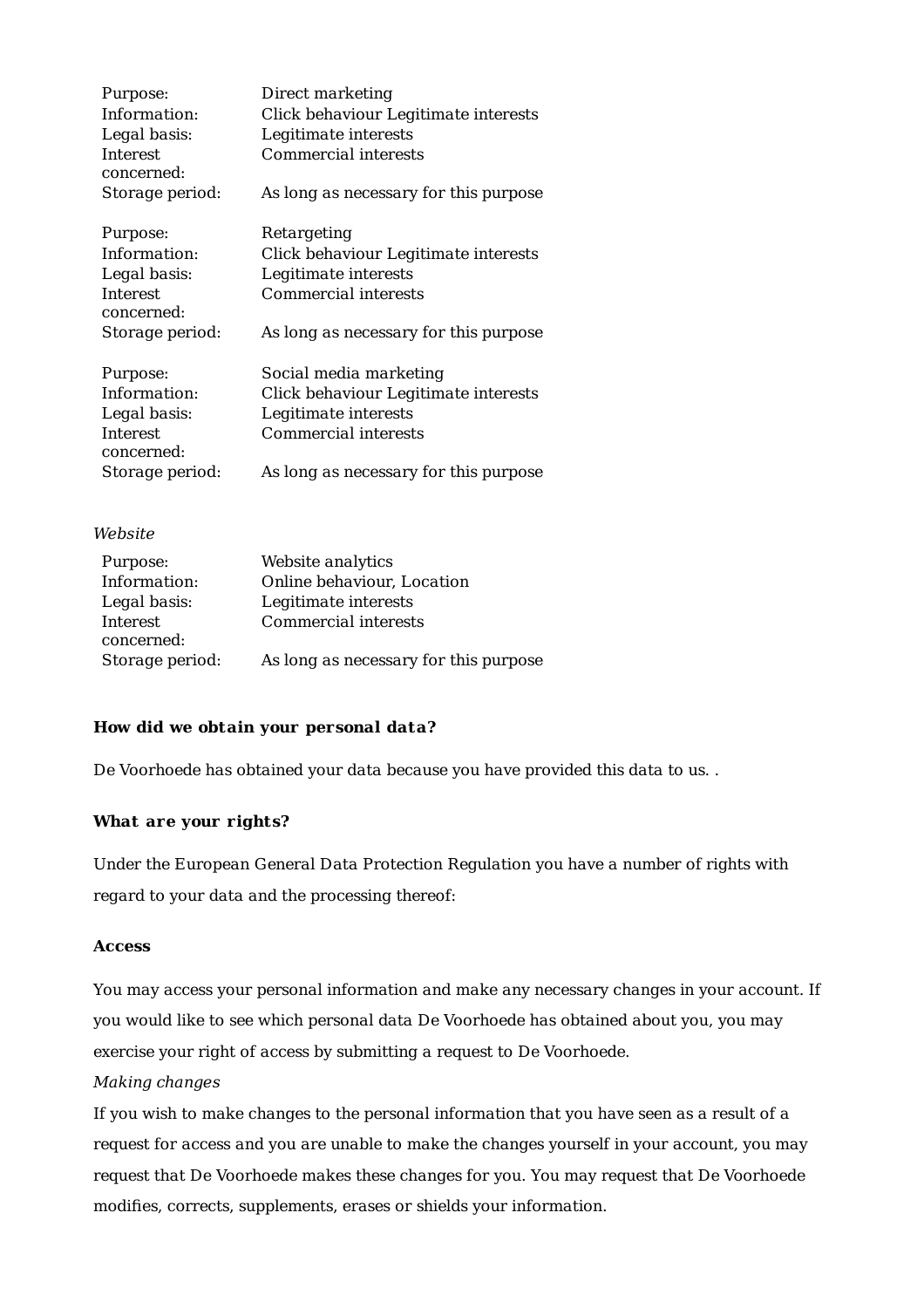| | |
|---|---|
| Purpose: | Direct marketing |
| Information: | Click behaviour Legitimate interests |
| Legal basis: | Legitimate interests |
| Interest concerned: | Commercial interests |
| Storage period: | As long as necessary for this purpose |

| | |
|---|---|
| Purpose: | Retargeting |
| Information: | Click behaviour Legitimate interests |
| Legal basis: | Legitimate interests |
| Interest concerned: | Commercial interests |
| Storage period: | As long as necessary for this purpose |

| | |
|---|---|
| Purpose: | Social media marketing |
| Information: | Click behaviour Legitimate interests |
| Legal basis: | Legitimate interests |
| Interest concerned: | Commercial interests |
| Storage period: | As long as necessary for this purpose |

*Website*

| | |
|---|---|
| Purpose: | Website analytics |
| Information: | Online behaviour, Location |
| Legal basis: | Legitimate interests |
| Interest concerned: | Commercial interests |
| Storage period: | As long as necessary for this purpose |

**How did we obtain your personal data?**

De Voorhoede has obtained your data because you have provided this data to us. .

**What are your rights?**

Under the European General Data Protection Regulation you have a number of rights with regard to your data and the processing thereof:

**Access**

You may access your personal information and make any necessary changes in your account. If you would like to see which personal data De Voorhoede has obtained about you, you may exercise your right of access by submitting a request to De Voorhoede.

*Making changes*

If you wish to make changes to the personal information that you have seen as a result of a request for access and you are unable to make the changes yourself in your account, you may request that De Voorhoede makes these changes for you. You may request that De Voorhoede modifies, corrects, supplements, erases or shields your information.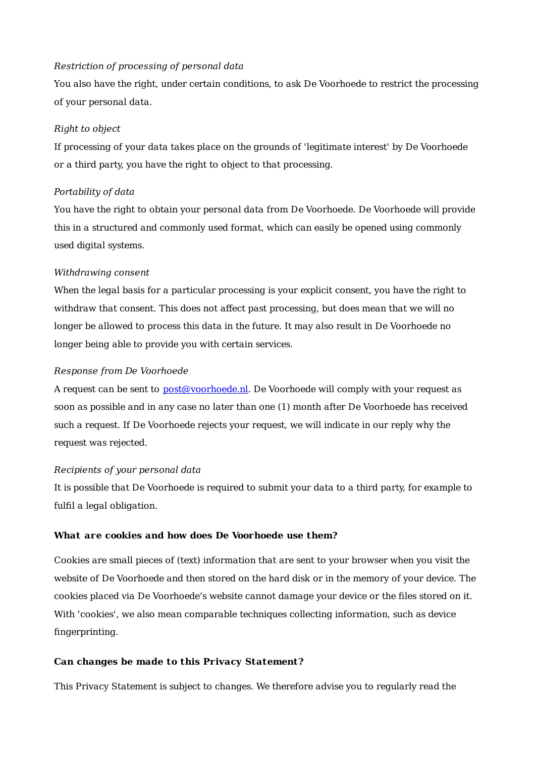*Restriction of processing of personal data*

You also have the right, under certain conditions, to ask De Voorhoede to restrict the processing of your personal data.

*Right to object*

If processing of your data takes place on the grounds of 'legitimate interest' by De Voorhoede or a third party, you have the right to object to that processing.

*Portability of data*

You have the right to obtain your personal data from De Voorhoede. De Voorhoede will provide this in a structured and commonly used format, which can easily be opened using commonly used digital systems.

*Withdrawing consent*

When the legal basis for a particular processing is your explicit consent, you have the right to withdraw that consent. This does not affect past processing, but does mean that we will no longer be allowed to process this data in the future. It may also result in De Voorhoede no longer being able to provide you with certain services.

*Response from De Voorhoede*

A request can be sent to [post@voorhoede.nl](mailto:post@voorhoede.nl). De Voorhoede will comply with your request as soon as possible and in any case no later than one (1) month after De Voorhoede has received such a request. If De Voorhoede rejects your request, we will indicate in our reply why the request was rejected.

*Recipients of your personal data*

It is possible that De Voorhoede is required to submit your data to a third party, for example to fulfil a legal obligation.

**What are cookies and how does De Voorhoede use them?**

Cookies are small pieces of (text) information that are sent to your browser when you visit the website of De Voorhoede and then stored on the hard disk or in the memory of your device. The cookies placed via De Voorhoede's website cannot damage your device or the files stored on it. With 'cookies', we also mean comparable techniques collecting information, such as device fingerprinting.

**Can changes be made to this Privacy Statement?**

This Privacy Statement is subject to changes. We therefore advise you to regularly read the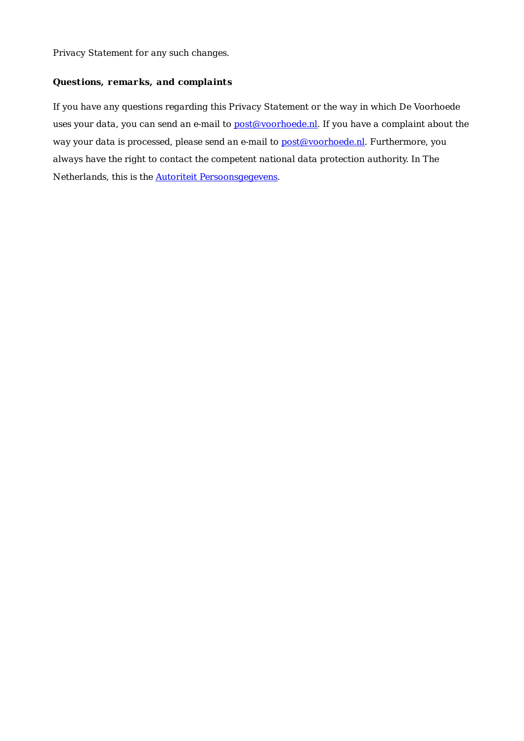Privacy Statement for any such changes.

### Questions, remarks, and complaints

If you have any questions regarding this Privacy Statement or the way in which De Voorhoede uses your data, you can send an e-mail to post@voorhoede.nl. If you have a complaint about the way your data is processed, please send an e-mail to post@voorhoede.nl. Furthermore, you always have the right to contact the competent national data protection authority. In The Netherlands, this is the Autoriteit Persoonsgegevens.